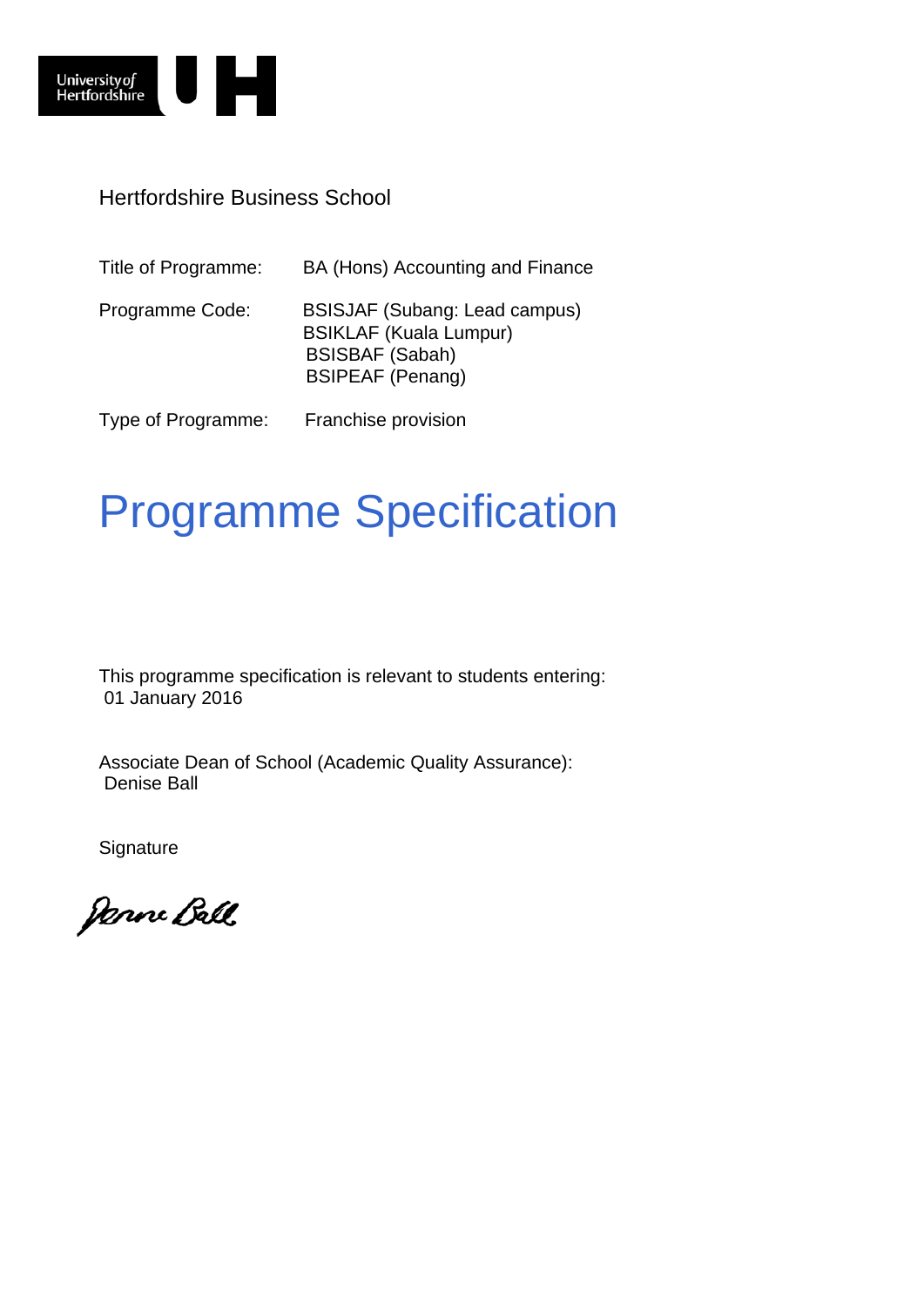Hertfordshire Business School

| | |
|---|---|
| Title of Programme: | BA (Hons) Accounting and Finance |
| Programme Code: | BSISJAF (Subang: Lead campus)<br>BSIKLAF (Kuala Lumpur)<br>BSISBAF (Sabah)<br>BSIPEAF (Penang) |
| Type of Programme: | Franchise provision |

# Programme Specification

This programme specification is relevant to students entering:
01 January 2016

Associate Dean of School (Academic Quality Assurance):
Denise Ball

Signature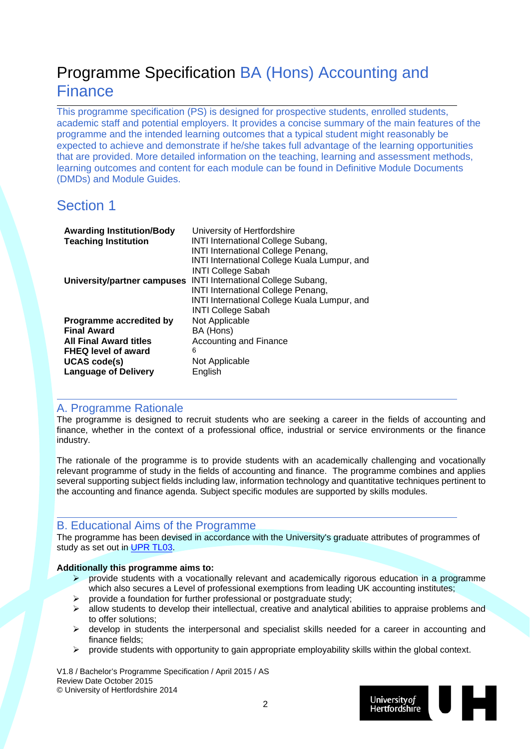# Programme Specification BA (Hons) Accounting and Finance

This programme specification (PS) is designed for prospective students, enrolled students, academic staff and potential employers. It provides a concise summary of the main features of the programme and the intended learning outcomes that a typical student might reasonably be expected to achieve and demonstrate if he/she takes full advantage of the learning opportunities that are provided. More detailed information on the teaching, learning and assessment methods, learning outcomes and content for each module can be found in Definitive Module Documents (DMDs) and Module Guides.

## Section 1

| | |
|---|---|
| **Awarding Institution/Body** | University of Hertfordshire |
| **Teaching Institution** | INTI International College Subang, INTI International College Penang, INTI International College Kuala Lumpur, and INTI College Sabah |
| **University/partner campuses** | INTI International College Subang, INTI International College Penang, INTI International College Kuala Lumpur, and INTI College Sabah |
| **Programme accredited by** | Not Applicable |
| **Final Award** | BA (Hons) |
| **All Final Award titles** | Accounting and Finance |
| **FHEQ level of award** | 6 |
| **UCAS code(s)** | Not Applicable |
| **Language of Delivery** | English |

## A. Programme Rationale

The programme is designed to recruit students who are seeking a career in the fields of accounting and finance, whether in the context of a professional office, industrial or service environments or the finance industry.

The rationale of the programme is to provide students with an academically challenging and vocationally relevant programme of study in the fields of accounting and finance. The programme combines and applies several supporting subject fields including law, information technology and quantitative techniques pertinent to the accounting and finance agenda. Subject specific modules are supported by skills modules.

## B. Educational Aims of the Programme

The programme has been devised in accordance with the University's graduate attributes of programmes of study as set out in UPR TL03.

**Additionally this programme aims to:**

- provide students with a vocationally relevant and academically rigorous education in a programme which also secures a Level of professional exemptions from leading UK accounting institutes;
- provide a foundation for further professional or postgraduate study;
- allow students to develop their intellectual, creative and analytical abilities to appraise problems and to offer solutions;
- develop in students the interpersonal and specialist skills needed for a career in accounting and finance fields;
- provide students with opportunity to gain appropriate employability skills within the global context.

V1.8 / Bachelor's Programme Specification / April 2015 / AS
Review Date October 2015
© University of Hertfordshire 2014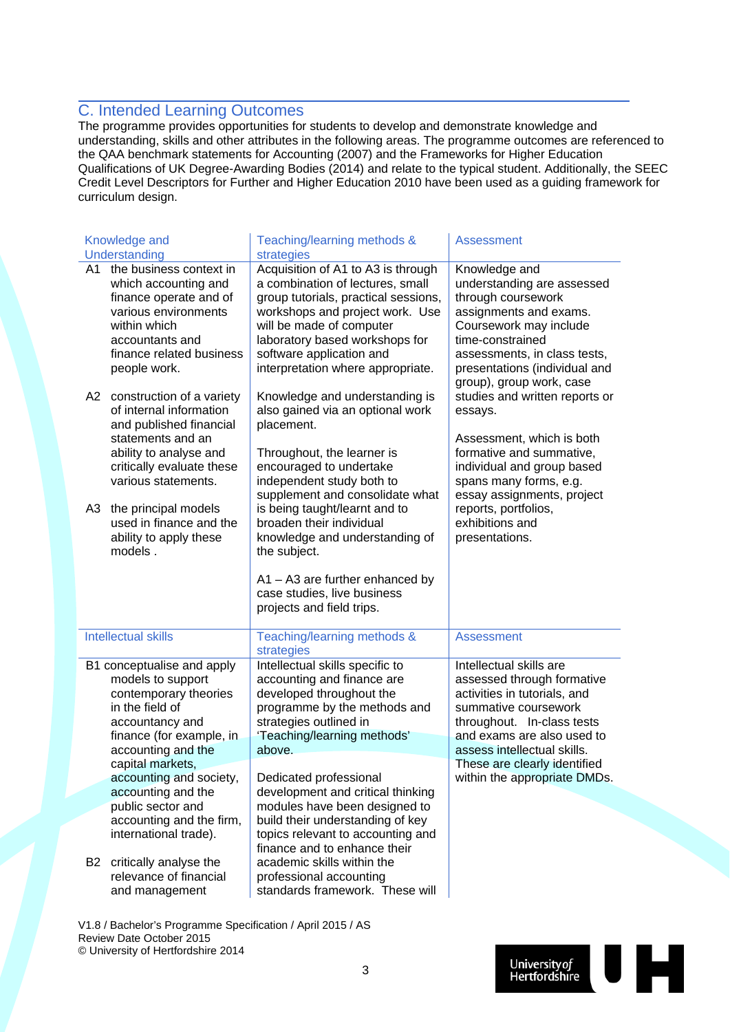## C. Intended Learning Outcomes

The programme provides opportunities for students to develop and demonstrate knowledge and understanding, skills and other attributes in the following areas. The programme outcomes are referenced to the QAA benchmark statements for Accounting (2007) and the Frameworks for Higher Education Qualifications of UK Degree-Awarding Bodies (2014) and relate to the typical student. Additionally, the SEEC Credit Level Descriptors for Further and Higher Education 2010 have been used as a guiding framework for curriculum design.

| Knowledge and Understanding | Teaching/learning methods & strategies | Assessment |
|---|---|---|
| A1 the business context in which accounting and finance operate and of various environments within which accountants and finance related business people work.<br><br>A2 construction of a variety of internal information and published financial statements and an ability to analyse and critically evaluate these various statements.<br><br>A3 the principal models used in finance and the ability to apply these models . | Acquisition of A1 to A3 is through a combination of lectures, small group tutorials, practical sessions, workshops and project work. Use will be made of computer laboratory based workshops for software application and interpretation where appropriate.<br><br>Knowledge and understanding is also gained via an optional work placement.<br><br>Throughout, the learner is encouraged to undertake independent study both to supplement and consolidate what is being taught/learnt and to broaden their individual knowledge and understanding of the subject.<br><br>A1 – A3 are further enhanced by case studies, live business projects and field trips. | Knowledge and understanding are assessed through coursework assignments and exams. Coursework may include time-constrained assessments, in class tests, presentations (individual and group), group work, case studies and written reports or essays.<br><br>Assessment, which is both formative and summative, individual and group based spans many forms, e.g. essay assignments, project reports, portfolios, exhibitions and presentations. |

| Intellectual skills | Teaching/learning methods & strategies | Assessment |
|---|---|---|
| B1 conceptualise and apply models to support contemporary theories in the field of accountancy and finance (for example, in accounting and the capital markets, accounting and society, accounting and the public sector and accounting and the firm, international trade).<br><br>B2 critically analyse the relevance of financial and management | Intellectual skills specific to accounting and finance are developed throughout the programme by the methods and strategies outlined in 'Teaching/learning methods' above.<br><br>Dedicated professional development and critical thinking modules have been designed to build their understanding of key topics relevant to accounting and finance and to enhance their academic skills within the professional accounting standards framework. These will | Intellectual skills are assessed through formative activities in tutorials, and summative coursework throughout. In-class tests and exams are also used to assess intellectual skills. These are clearly identified within the appropriate DMDs. |

V1.8 / Bachelor's Programme Specification / April 2015 / AS
Review Date October 2015
© University of Hertfordshire 2014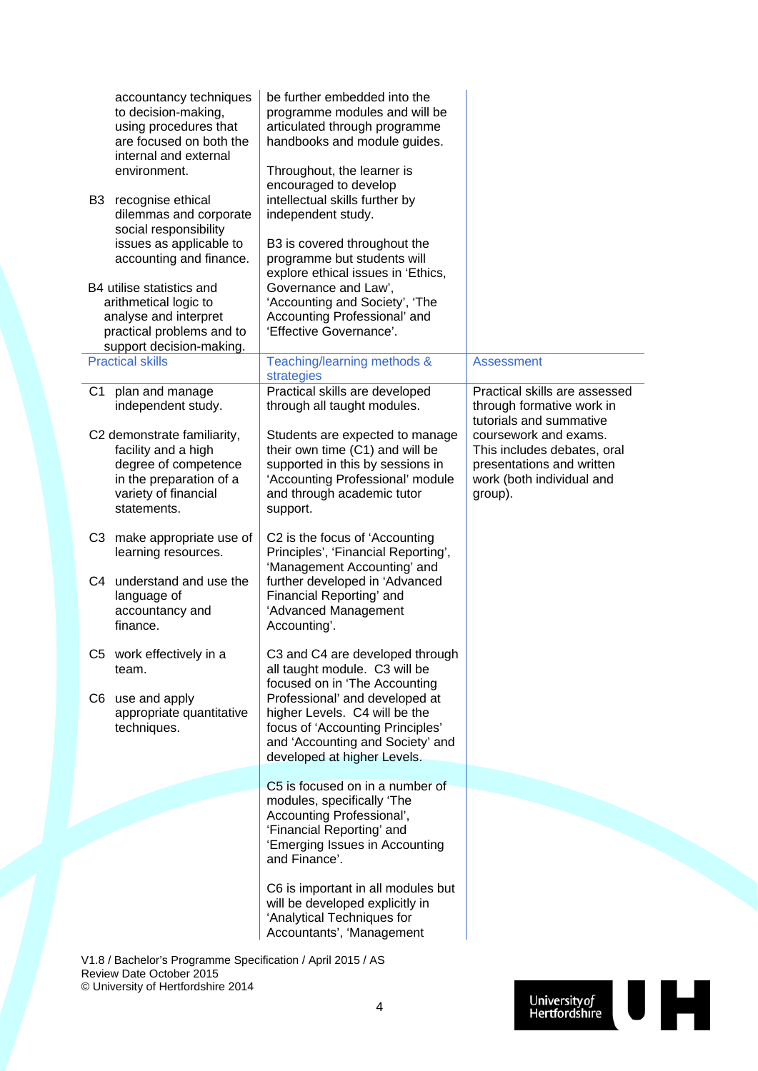| | | |
|---|---|---|
| accountancy techniques to decision-making, using procedures that are focused on both the internal and external environment.<br><br>B3 recognise ethical dilemmas and corporate social responsibility issues as applicable to accounting and finance.<br><br>B4 utilise statistics and arithmetical logic to analyse and interpret practical problems and to support decision-making. | be further embedded into the programme modules and will be articulated through programme handbooks and module guides.<br><br>Throughout, the learner is encouraged to develop intellectual skills further by independent study.<br><br>B3 is covered throughout the programme but students will explore ethical issues in 'Ethics, Governance and Law', 'Accounting and Society', 'The Accounting Professional' and 'Effective Governance'. | |
| **Practical skills** | **Teaching/learning methods & strategies** | **Assessment** |
| C1 plan and manage independent study.<br><br>C2 demonstrate familiarity, facility and a high degree of competence in the preparation of a variety of financial statements.<br><br>C3 make appropriate use of learning resources.<br><br>C4 understand and use the language of accountancy and finance.<br><br>C5 work effectively in a team.<br><br>C6 use and apply appropriate quantitative techniques. | Practical skills are developed through all taught modules.<br><br>Students are expected to manage their own time (C1) and will be supported in this by sessions in 'Accounting Professional' module and through academic tutor support.<br><br>C2 is the focus of 'Accounting Principles', 'Financial Reporting', 'Management Accounting' and further developed in 'Advanced Financial Reporting' and 'Advanced Management Accounting'.<br><br>C3 and C4 are developed through all taught module. C3 will be focused on in 'The Accounting Professional' and developed at higher Levels. C4 will be the focus of 'Accounting Principles' and 'Accounting and Society' and developed at higher Levels.<br><br>C5 is focused on in a number of modules, specifically 'The Accounting Professional', 'Financial Reporting' and 'Emerging Issues in Accounting and Finance'.<br><br>C6 is important in all modules but will be developed explicitly in 'Analytical Techniques for Accountants', 'Management | Practical skills are assessed through formative work in tutorials and summative coursework and exams. This includes debates, oral presentations and written work (both individual and group). |

V1.8 / Bachelor's Programme Specification / April 2015 / AS
Review Date October 2015
© University of Hertfordshire 2014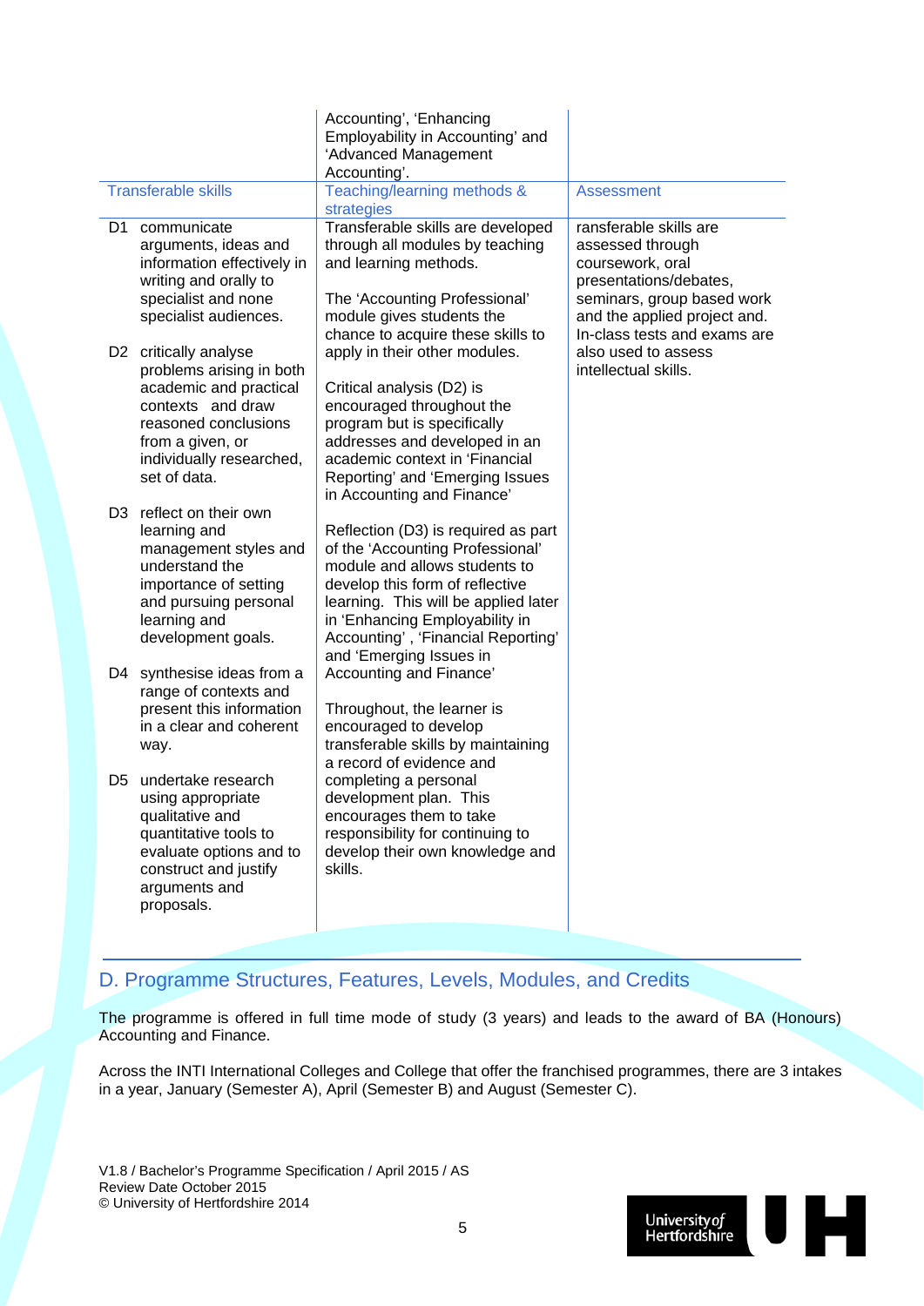| | Accounting', 'Enhancing Employability in Accounting' and 'Advanced Management Accounting'. | |
|---|---|---|
| **Transferable skills** | **Teaching/learning methods & strategies** | **Assessment** |
| D1 communicate arguments, ideas and information effectively in writing and orally to specialist and none specialist audiences.<br><br>D2 critically analyse problems arising in both academic and practical contexts and draw reasoned conclusions from a given, or individually researched, set of data.<br><br>D3 reflect on their own learning and management styles and understand the importance of setting and pursuing personal learning and development goals.<br><br>D4 synthesise ideas from a range of contexts and present this information in a clear and coherent way.<br><br>D5 undertake research using appropriate qualitative and quantitative tools to evaluate options and to construct and justify arguments and proposals. | Transferable skills are developed through all modules by teaching and learning methods.<br><br>The 'Accounting Professional' module gives students the chance to acquire these skills to apply in their other modules.<br><br>Critical analysis (D2) is encouraged throughout the program but is specifically addresses and developed in an academic context in 'Financial Reporting' and 'Emerging Issues in Accounting and Finance'<br><br>Reflection (D3) is required as part of the 'Accounting Professional' module and allows students to develop this form of reflective learning. This will be applied later in 'Enhancing Employability in Accounting' , 'Financial Reporting' and 'Emerging Issues in Accounting and Finance'<br><br>Throughout, the learner is encouraged to develop transferable skills by maintaining a record of evidence and completing a personal development plan. This encourages them to take responsibility for continuing to develop their own knowledge and skills. | ransferable skills are assessed through coursework, oral presentations/debates, seminars, group based work and the applied project and. In-class tests and exams are also used to assess intellectual skills. |

## D. Programme Structures, Features, Levels, Modules, and Credits

The programme is offered in full time mode of study (3 years) and leads to the award of BA (Honours) Accounting and Finance.

Across the INTI International Colleges and College that offer the franchised programmes, there are 3 intakes in a year, January (Semester A), April (Semester B) and August (Semester C).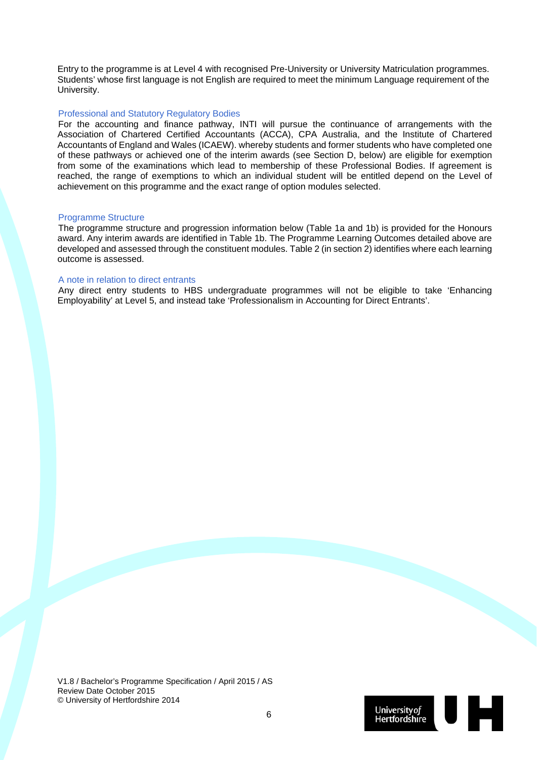Entry to the programme is at Level 4 with recognised Pre-University or University Matriculation programmes. Students' whose first language is not English are required to meet the minimum Language requirement of the University.

### Professional and Statutory Regulatory Bodies

For the accounting and finance pathway, INTI will pursue the continuance of arrangements with the Association of Chartered Certified Accountants (ACCA), CPA Australia, and the Institute of Chartered Accountants of England and Wales (ICAEW). whereby students and former students who have completed one of these pathways or achieved one of the interim awards (see Section D, below) are eligible for exemption from some of the examinations which lead to membership of these Professional Bodies. If agreement is reached, the range of exemptions to which an individual student will be entitled depend on the Level of achievement on this programme and the exact range of option modules selected.

### Programme Structure

The programme structure and progression information below (Table 1a and 1b) is provided for the Honours award. Any interim awards are identified in Table 1b. The Programme Learning Outcomes detailed above are developed and assessed through the constituent modules. Table 2 (in section 2) identifies where each learning outcome is assessed.

### A note in relation to direct entrants

Any direct entry students to HBS undergraduate programmes will not be eligible to take 'Enhancing Employability' at Level 5, and instead take 'Professionalism in Accounting for Direct Entrants'.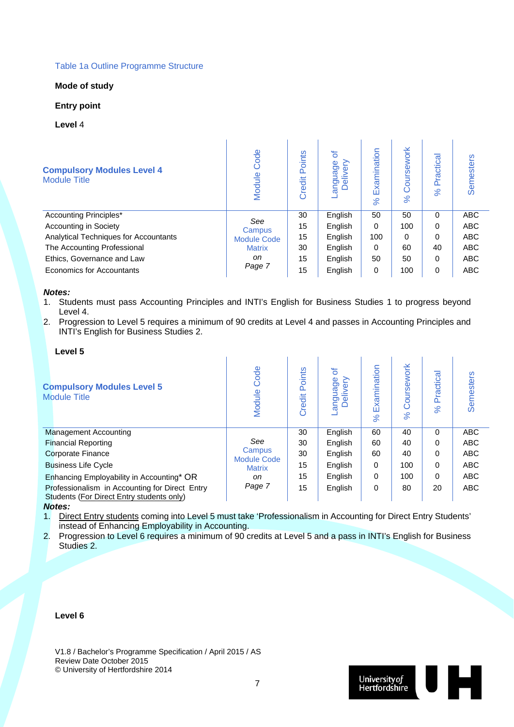Table 1a Outline Programme Structure

**Mode of study**

**Entry point**

**Level** 4

| **Compulsory Modules Level 4** Module Title | Module Code | Credit Points | Language of Delivery | % Examination | % Coursework | % Practical | Semesters |
|---|---|---|---|---|---|---|---|
| Accounting Principles* | *See* Campus Module Code Matrix *on Page 7* | 30 | English | 50 | 50 | 0 | ABC |
| Accounting in Society | | 15 | English | 0 | 100 | 0 | ABC |
| Analytical Techniques for Accountants | | 15 | English | 100 | 0 | 0 | ABC |
| The Accounting Professional | | 30 | English | 0 | 60 | 40 | ABC |
| Ethics, Governance and Law | | 15 | English | 50 | 50 | 0 | ABC |
| Economics for Accountants | | 15 | English | 0 | 100 | 0 | ABC |

***Notes:***

1. Students must pass Accounting Principles and INTI's English for Business Studies 1 to progress beyond Level 4.
2. Progression to Level 5 requires a minimum of 90 credits at Level 4 and passes in Accounting Principles and INTI's English for Business Studies 2.

**Level 5**

| **Compulsory Modules Level 5** Module Title | Module Code | Credit Points | Language of Delivery | % Examination | % Coursework | % Practical | Semesters |
|---|---|---|---|---|---|---|---|
| Management Accounting | *See* Campus Module Code Matrix *on Page 7* | 30 | English | 60 | 40 | 0 | ABC |
| Financial Reporting | | 30 | English | 60 | 40 | 0 | ABC |
| Corporate Finance | | 30 | English | 60 | 40 | 0 | ABC |
| Business Life Cycle | | 15 | English | 0 | 100 | 0 | ABC |
| Enhancing Employability in Accounting* OR | | 15 | English | 0 | 100 | 0 | ABC |
| Professionalism in Accounting for Direct Entry Students (For Direct Entry students only) | | 15 | English | 0 | 80 | 20 | ABC |

***Notes:***

1. Direct Entry students coming into Level 5 must take 'Professionalism in Accounting for Direct Entry Students' instead of Enhancing Employability in Accounting.
2. Progression to Level 6 requires a minimum of 90 credits at Level 5 and a pass in INTI's English for Business Studies 2.

**Level 6**

V1.8 / Bachelor's Programme Specification / April 2015 / AS
Review Date October 2015
© University of Hertfordshire 2014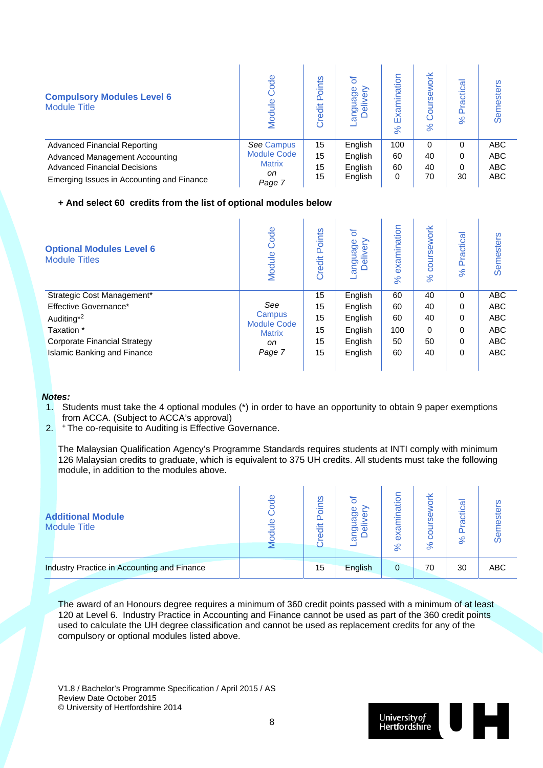| **Compulsory Modules Level 6** Module Title | Module Code | Credit Points | Language of Delivery | % Examination | % Coursework | % Practical | Semesters |
|---|---|---|---|---|---|---|---|
| Advanced Financial Reporting | *See* Campus Module Code Matrix *on Page 7* | 15 | English | 100 | 0 | 0 | ABC |
| Advanced Management Accounting | | 15 | English | 60 | 40 | 0 | ABC |
| Advanced Financial Decisions | | 15 | English | 60 | 40 | 0 | ABC |
| Emerging Issues in Accounting and Finance | | 15 | English | 0 | 70 | 30 | ABC |

**+ And select 60 credits from the list of optional modules below**

| **Optional Modules Level 6** Module Titles | Module Code | Credit Points | Language of Delivery | % examination | % coursework | % Practical | Semesters |
|---|---|---|---|---|---|---|---|
| Strategic Cost Management* | *See* Campus Module Code Matrix *on Page 7* | 15 | English | 60 | 40 | 0 | ABC |
| Effective Governance* | | 15 | English | 60 | 40 | 0 | ABC |
| Auditing*[2] | | 15 | English | 60 | 40 | 0 | ABC |
| Taxation * | | 15 | English | 100 | 0 | 0 | ABC |
| Corporate Financial Strategy | | 15 | English | 50 | 50 | 0 | ABC |
| Islamic Banking and Finance | | 15 | English | 60 | 40 | 0 | ABC |

***Notes:***

1. Students must take the 4 optional modules (*) in order to have an opportunity to obtain 9 paper exemptions from ACCA. (Subject to ACCA's approval)
2. [+] The co-requisite to Auditing is Effective Governance.

The Malaysian Qualification Agency's Programme Standards requires students at INTI comply with minimum 126 Malaysian credits to graduate, which is equivalent to 375 UH credits. All students must take the following module, in addition to the modules above.

| **Additional Module** Module Title | Module Code | Credit Points | Language of Delivery | % examination | % coursework | % Practical | Semesters |
|---|---|---|---|---|---|---|---|
| Industry Practice in Accounting and Finance | | 15 | English | 0 | 70 | 30 | ABC |

The award of an Honours degree requires a minimum of 360 credit points passed with a minimum of at least 120 at Level 6. Industry Practice in Accounting and Finance cannot be used as part of the 360 credit points used to calculate the UH degree classification and cannot be used as replacement credits for any of the compulsory or optional modules listed above.

V1.8 / Bachelor's Programme Specification / April 2015 / AS
Review Date October 2015
© University of Hertfordshire 2014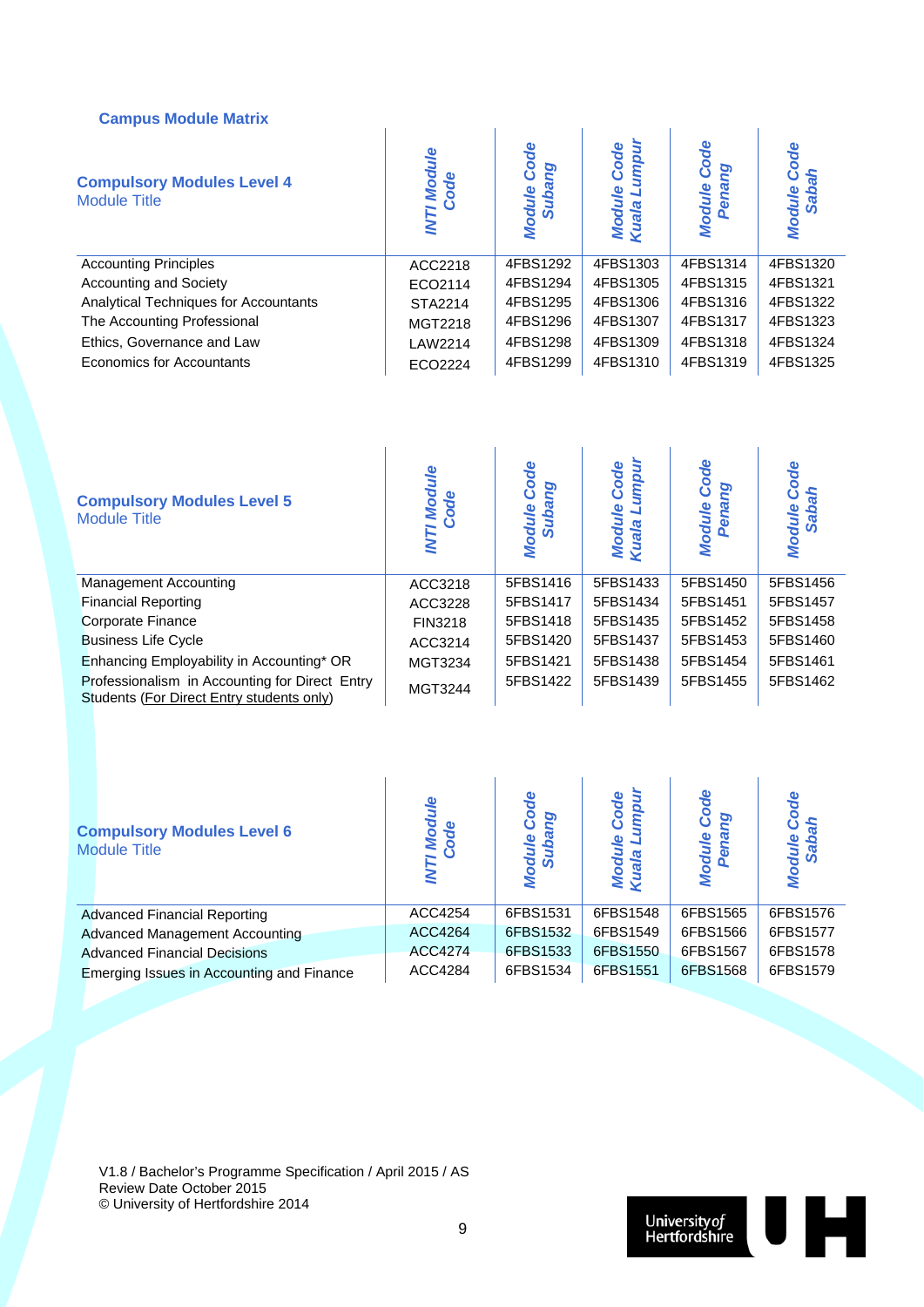## Campus Module Matrix

| **Compulsory Modules Level 4**<br>Module Title | *INTI Module Code* | *Module Code Subang* | *Module Code Kuala Lumpur* | *Module Code Penang* | *Module Code Sabah* |
|---|---|---|---|---|---|
| Accounting Principles | ACC2218 | 4FBS1292 | 4FBS1303 | 4FBS1314 | 4FBS1320 |
| Accounting and Society | ECO2114 | 4FBS1294 | 4FBS1305 | 4FBS1315 | 4FBS1321 |
| Analytical Techniques for Accountants | STA2214 | 4FBS1295 | 4FBS1306 | 4FBS1316 | 4FBS1322 |
| The Accounting Professional | MGT2218 | 4FBS1296 | 4FBS1307 | 4FBS1317 | 4FBS1323 |
| Ethics, Governance and Law | LAW2214 | 4FBS1298 | 4FBS1309 | 4FBS1318 | 4FBS1324 |
| Economics for Accountants | ECO2224 | 4FBS1299 | 4FBS1310 | 4FBS1319 | 4FBS1325 |

| **Compulsory Modules Level 5**<br>Module Title | *INTI Module Code* | *Module Code Subang* | *Module Code Kuala Lumpur* | *Module Code Penang* | *Module Code Sabah* |
|---|---|---|---|---|---|
| Management Accounting | ACC3218 | 5FBS1416 | 5FBS1433 | 5FBS1450 | 5FBS1456 |
| Financial Reporting | ACC3228 | 5FBS1417 | 5FBS1434 | 5FBS1451 | 5FBS1457 |
| Corporate Finance | FIN3218 | 5FBS1418 | 5FBS1435 | 5FBS1452 | 5FBS1458 |
| Business Life Cycle | ACC3214 | 5FBS1420 | 5FBS1437 | 5FBS1453 | 5FBS1460 |
| Enhancing Employability in Accounting* OR | MGT3234 | 5FBS1421 | 5FBS1438 | 5FBS1454 | 5FBS1461 |
| Professionalism in Accounting for Direct Entry Students (For Direct Entry students only) | MGT3244 | 5FBS1422 | 5FBS1439 | 5FBS1455 | 5FBS1462 |

| **Compulsory Modules Level 6**<br>Module Title | *INTI Module Code* | *Module Code Subang* | *Module Code Kuala Lumpur* | *Module Code Penang* | *Module Code Sabah* |
|---|---|---|---|---|---|
| Advanced Financial Reporting | ACC4254 | 6FBS1531 | 6FBS1548 | 6FBS1565 | 6FBS1576 |
| Advanced Management Accounting | ACC4264 | 6FBS1532 | 6FBS1549 | 6FBS1566 | 6FBS1577 |
| Advanced Financial Decisions | ACC4274 | 6FBS1533 | 6FBS1550 | 6FBS1567 | 6FBS1578 |
| Emerging Issues in Accounting and Finance | ACC4284 | 6FBS1534 | 6FBS1551 | 6FBS1568 | 6FBS1579 |

V1.8 / Bachelor's Programme Specification / April 2015 / AS
Review Date October 2015
© University of Hertfordshire 2014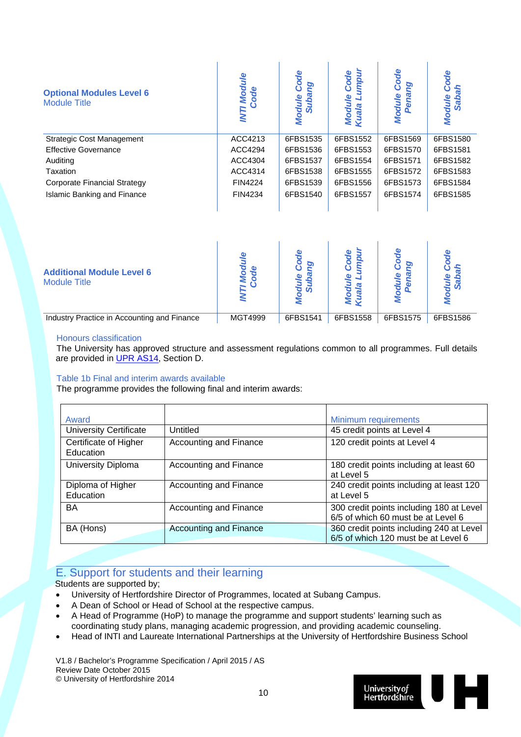| **Optional Modules Level 6** Module Title | INTI Module Code | Module Code Subang | Module Code Kuala Lumpur | Module Code Penang | Module Code Sabah |
|---|---|---|---|---|---|
| Strategic Cost Management | ACC4213 | 6FBS1535 | 6FBS1552 | 6FBS1569 | 6FBS1580 |
| Effective Governance | ACC4294 | 6FBS1536 | 6FBS1553 | 6FBS1570 | 6FBS1581 |
| Auditing | ACC4304 | 6FBS1537 | 6FBS1554 | 6FBS1571 | 6FBS1582 |
| Taxation | ACC4314 | 6FBS1538 | 6FBS1555 | 6FBS1572 | 6FBS1583 |
| Corporate Financial Strategy | FIN4224 | 6FBS1539 | 6FBS1556 | 6FBS1573 | 6FBS1584 |
| Islamic Banking and Finance | FIN4234 | 6FBS1540 | 6FBS1557 | 6FBS1574 | 6FBS1585 |

| **Additional Module Level 6** Module Title | INTI Module Code | Module Code Subang | Module Code Kuala Lumpur | Module Code Penang | Module Code Sabah |
|---|---|---|---|---|---|
| Industry Practice in Accounting and Finance | MGT4999 | 6FBS1541 | 6FBS1558 | 6FBS1575 | 6FBS1586 |

### Honours classification

The University has approved structure and assessment regulations common to all programmes. Full details are provided in UPR AS14, Section D.

### Table 1b Final and interim awards available

The programme provides the following final and interim awards:

| Award | | Minimum requirements |
|---|---|---|
| University Certificate | Untitled | 45 credit points at Level 4 |
| Certificate of Higher Education | Accounting and Finance | 120 credit points at Level 4 |
| University Diploma | Accounting and Finance | 180 credit points including at least 60 at Level 5 |
| Diploma of Higher Education | Accounting and Finance | 240 credit points including at least 120 at Level 5 |
| BA | Accounting and Finance | 300 credit points including 180 at Level 6/5 of which 60 must be at Level 6 |
| BA (Hons) | Accounting and Finance | 360 credit points including 240 at Level 6/5 of which 120 must be at Level 6 |

## E. Support for students and their learning

Students are supported by;

- University of Hertfordshire Director of Programmes, located at Subang Campus.
- A Dean of School or Head of School at the respective campus.
- A Head of Programme (HoP) to manage the programme and support students' learning such as coordinating study plans, managing academic progression, and providing academic counseling.
- Head of INTI and Laureate International Partnerships at the University of Hertfordshire Business School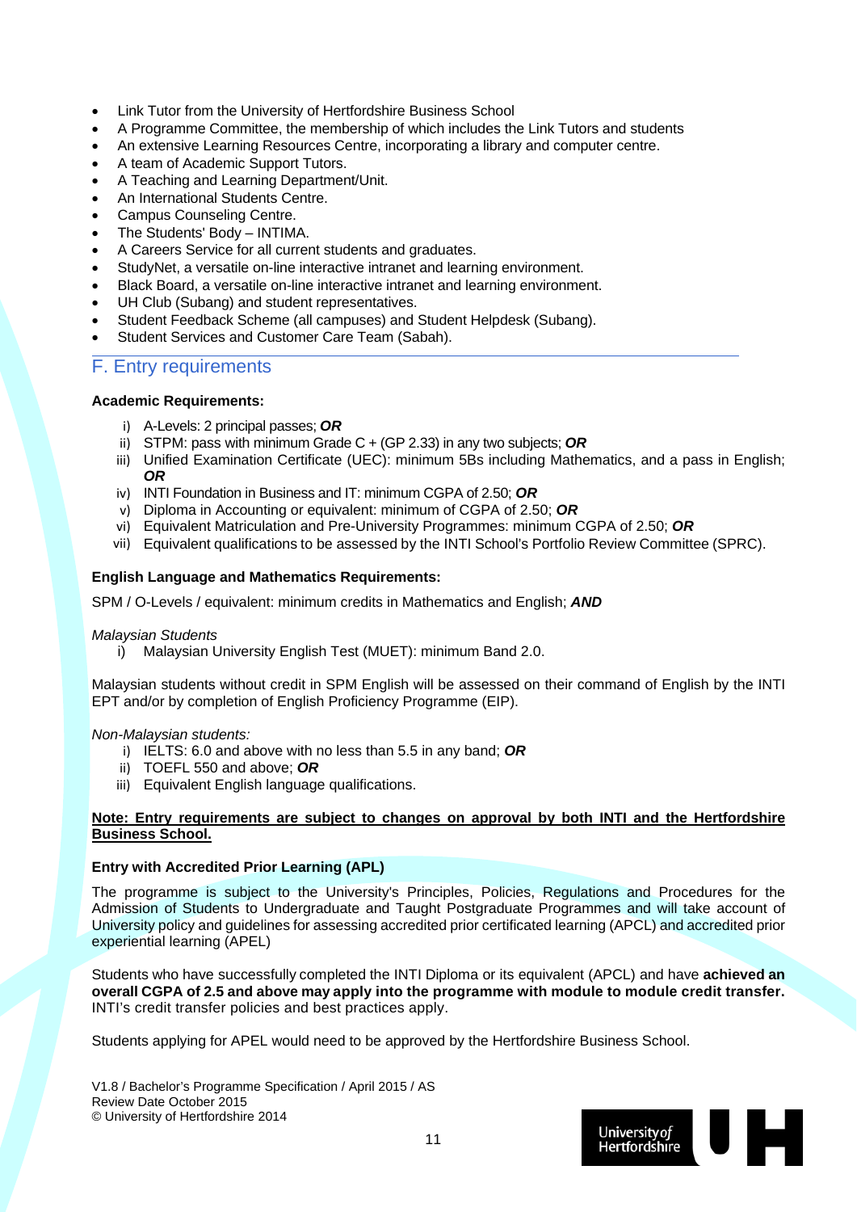- Link Tutor from the University of Hertfordshire Business School
- A Programme Committee, the membership of which includes the Link Tutors and students
- An extensive Learning Resources Centre, incorporating a library and computer centre.
- A team of Academic Support Tutors.
- A Teaching and Learning Department/Unit.
- An International Students Centre.
- Campus Counseling Centre.
- The Students' Body – INTIMA.
- A Careers Service for all current students and graduates.
- StudyNet, a versatile on-line interactive intranet and learning environment.
- Black Board, a versatile on-line interactive intranet and learning environment.
- UH Club (Subang) and student representatives.
- Student Feedback Scheme (all campuses) and Student Helpdesk (Subang).
- Student Services and Customer Care Team (Sabah).

## F. Entry requirements

**Academic Requirements:**

i) A-Levels: 2 principal passes; ***OR***
ii) STPM: pass with minimum Grade C + (GP 2.33) in any two subjects; ***OR***
iii) Unified Examination Certificate (UEC): minimum 5Bs including Mathematics, and a pass in English; ***OR***
iv) INTI Foundation in Business and IT: minimum CGPA of 2.50; ***OR***
v) Diploma in Accounting or equivalent: minimum of CGPA of 2.50; ***OR***
vi) Equivalent Matriculation and Pre-University Programmes: minimum CGPA of 2.50; ***OR***
vii) Equivalent qualifications to be assessed by the INTI School's Portfolio Review Committee (SPRC).

**English Language and Mathematics Requirements:**

SPM / O-Levels / equivalent: minimum credits in Mathematics and English; ***AND***

*Malaysian Students*

i) Malaysian University English Test (MUET): minimum Band 2.0.

Malaysian students without credit in SPM English will be assessed on their command of English by the INTI EPT and/or by completion of English Proficiency Programme (EIP).

*Non-Malaysian students:*

i) IELTS: 6.0 and above with no less than 5.5 in any band; ***OR***
ii) TOEFL 550 and above; ***OR***
iii) Equivalent English language qualifications.

<u>**Note: Entry requirements are subject to changes on approval by both INTI and the Hertfordshire Business School.**</u>

**Entry with Accredited Prior Learning (APL)**

The programme is subject to the University's Principles, Policies, Regulations and Procedures for the Admission of Students to Undergraduate and Taught Postgraduate Programmes and will take account of University policy and guidelines for assessing accredited prior certificated learning (APCL) and accredited prior experiential learning (APEL)

Students who have successfully completed the INTI Diploma or its equivalent (APCL) and have **achieved an overall CGPA of 2.5 and above may apply into the programme with module to module credit transfer.** INTI's credit transfer policies and best practices apply.

Students applying for APEL would need to be approved by the Hertfordshire Business School.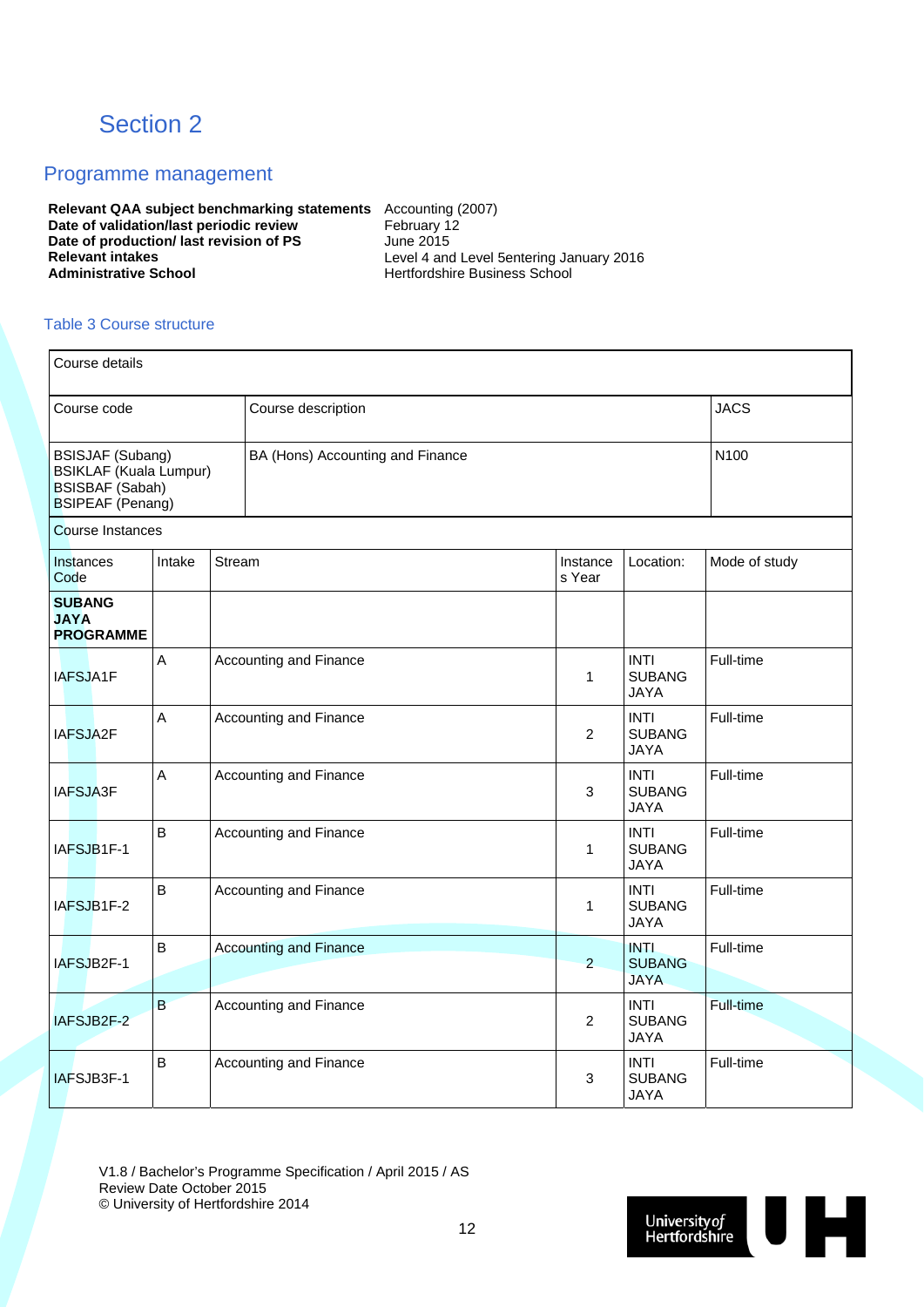# Section 2

## Programme management

| | |
|---|---|
| **Relevant QAA subject benchmarking statements** | Accounting (2007) |
| **Date of validation/last periodic review** | February 12 |
| **Date of production/ last revision of PS** | June 2015 |
| **Relevant intakes** | Level 4 and Level 5entering January 2016 |
| **Administrative School** | Hertfordshire Business School |

### Table 3 Course structure

| Course details | | |
|---|---|---|
| Course code | Course description | JACS |
| BSISJAF (Subang)<br>BSIKLAF (Kuala Lumpur)<br>BSISBAF (Sabah)<br>BSIPEAF (Penang) | BA (Hons) Accounting and Finance | N100 |

Course Instances

| Instances Code | Intake | Stream | Instances Year | Location: | Mode of study |
|---|---|---|---|---|---|
| **SUBANG JAYA PROGRAMME** | | | | | |
| IAFSJA1F | A | Accounting and Finance | 1 | INTI SUBANG JAYA | Full-time |
| IAFSJA2F | A | Accounting and Finance | 2 | INTI SUBANG JAYA | Full-time |
| IAFSJA3F | A | Accounting and Finance | 3 | INTI SUBANG JAYA | Full-time |
| IAFSJB1F-1 | B | Accounting and Finance | 1 | INTI SUBANG JAYA | Full-time |
| IAFSJB1F-2 | B | Accounting and Finance | 1 | INTI SUBANG JAYA | Full-time |
| IAFSJB2F-1 | B | Accounting and Finance | 2 | INTI SUBANG JAYA | Full-time |
| IAFSJB2F-2 | B | Accounting and Finance | 2 | INTI SUBANG JAYA | Full-time |
| IAFSJB3F-1 | B | Accounting and Finance | 3 | INTI SUBANG JAYA | Full-time |

V1.8 / Bachelor's Programme Specification / April 2015 / AS
Review Date October 2015
© University of Hertfordshire 2014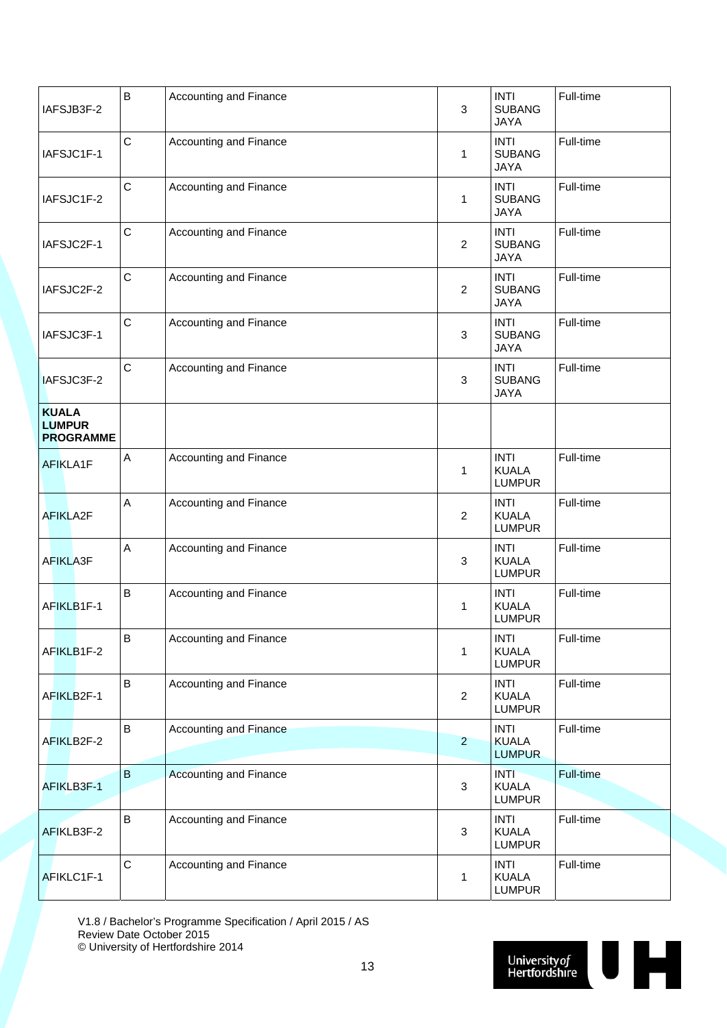| | | | | | |
|---|---|---|---|---|---|
| IAFSJB3F-2 | B | Accounting and Finance | 3 | INTI SUBANG JAYA | Full-time |
| IAFSJC1F-1 | C | Accounting and Finance | 1 | INTI SUBANG JAYA | Full-time |
| IAFSJC1F-2 | C | Accounting and Finance | 1 | INTI SUBANG JAYA | Full-time |
| IAFSJC2F-1 | C | Accounting and Finance | 2 | INTI SUBANG JAYA | Full-time |
| IAFSJC2F-2 | C | Accounting and Finance | 2 | INTI SUBANG JAYA | Full-time |
| IAFSJC3F-1 | C | Accounting and Finance | 3 | INTI SUBANG JAYA | Full-time |
| IAFSJC3F-2 | C | Accounting and Finance | 3 | INTI SUBANG JAYA | Full-time |
| **KUALA LUMPUR PROGRAMME** | | | | | |
| AFIKLA1F | A | Accounting and Finance | 1 | INTI KUALA LUMPUR | Full-time |
| AFIKLA2F | A | Accounting and Finance | 2 | INTI KUALA LUMPUR | Full-time |
| AFIKLA3F | A | Accounting and Finance | 3 | INTI KUALA LUMPUR | Full-time |
| AFIKLB1F-1 | B | Accounting and Finance | 1 | INTI KUALA LUMPUR | Full-time |
| AFIKLB1F-2 | B | Accounting and Finance | 1 | INTI KUALA LUMPUR | Full-time |
| AFIKLB2F-1 | B | Accounting and Finance | 2 | INTI KUALA LUMPUR | Full-time |
| AFIKLB2F-2 | B | Accounting and Finance | 2 | INTI KUALA LUMPUR | Full-time |
| AFIKLB3F-1 | B | Accounting and Finance | 3 | INTI KUALA LUMPUR | Full-time |
| AFIKLB3F-2 | B | Accounting and Finance | 3 | INTI KUALA LUMPUR | Full-time |
| AFIKLC1F-1 | C | Accounting and Finance | 1 | INTI KUALA LUMPUR | Full-time |

V1.8 / Bachelor's Programme Specification / April 2015 / AS
Review Date October 2015
© University of Hertfordshire 2014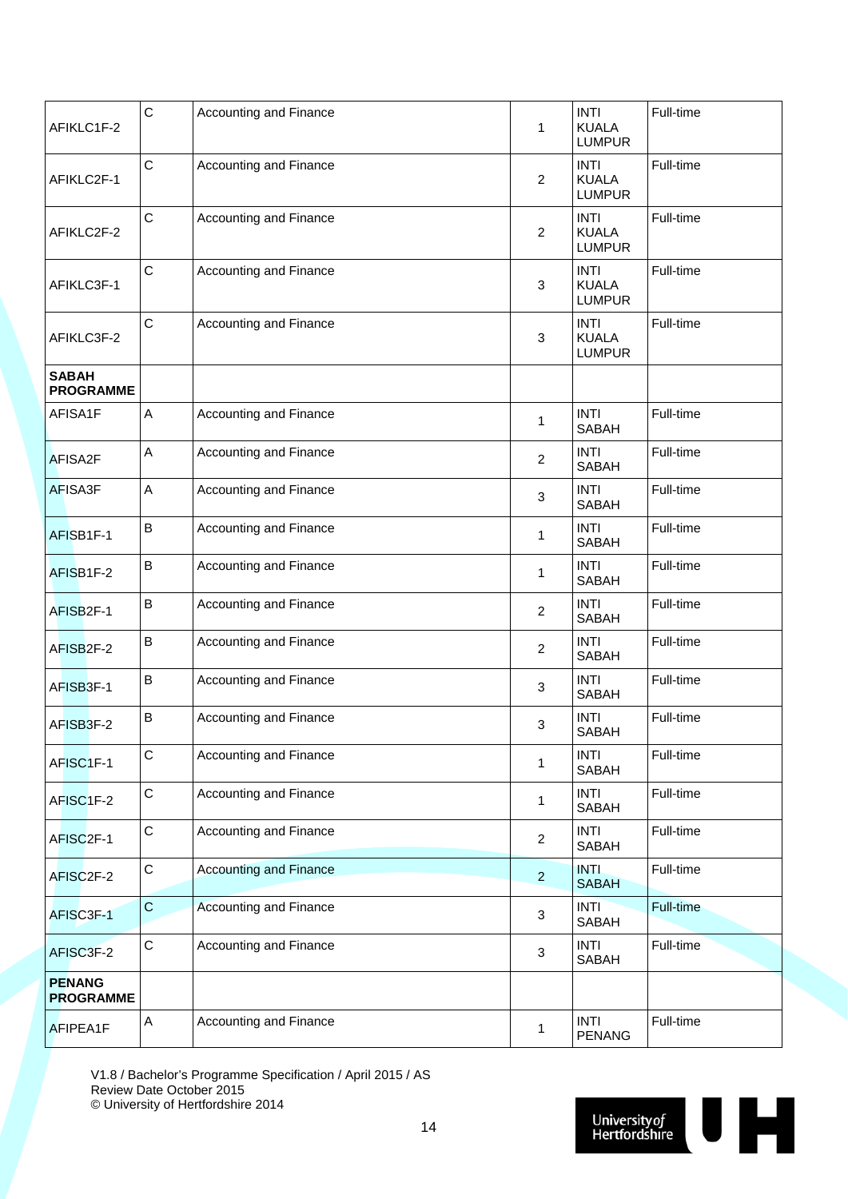| | | | | | |
|---|---|---|---|---|---|
| AFIKLC1F-2 | C | Accounting and Finance | 1 | INTI KUALA LUMPUR | Full-time |
| AFIKLC2F-1 | C | Accounting and Finance | 2 | INTI KUALA LUMPUR | Full-time |
| AFIKLC2F-2 | C | Accounting and Finance | 2 | INTI KUALA LUMPUR | Full-time |
| AFIKLC3F-1 | C | Accounting and Finance | 3 | INTI KUALA LUMPUR | Full-time |
| AFIKLC3F-2 | C | Accounting and Finance | 3 | INTI KUALA LUMPUR | Full-time |
| **SABAH PROGRAMME** | | | | | |
| AFISA1F | A | Accounting and Finance | 1 | INTI SABAH | Full-time |
| AFISA2F | A | Accounting and Finance | 2 | INTI SABAH | Full-time |
| AFISA3F | A | Accounting and Finance | 3 | INTI SABAH | Full-time |
| AFISB1F-1 | B | Accounting and Finance | 1 | INTI SABAH | Full-time |
| AFISB1F-2 | B | Accounting and Finance | 1 | INTI SABAH | Full-time |
| AFISB2F-1 | B | Accounting and Finance | 2 | INTI SABAH | Full-time |
| AFISB2F-2 | B | Accounting and Finance | 2 | INTI SABAH | Full-time |
| AFISB3F-1 | B | Accounting and Finance | 3 | INTI SABAH | Full-time |
| AFISB3F-2 | B | Accounting and Finance | 3 | INTI SABAH | Full-time |
| AFISC1F-1 | C | Accounting and Finance | 1 | INTI SABAH | Full-time |
| AFISC1F-2 | C | Accounting and Finance | 1 | INTI SABAH | Full-time |
| AFISC2F-1 | C | Accounting and Finance | 2 | INTI SABAH | Full-time |
| AFISC2F-2 | C | Accounting and Finance | 2 | INTI SABAH | Full-time |
| AFISC3F-1 | C | Accounting and Finance | 3 | INTI SABAH | Full-time |
| AFISC3F-2 | C | Accounting and Finance | 3 | INTI SABAH | Full-time |
| **PENANG PROGRAMME** | | | | | |
| AFIPEA1F | A | Accounting and Finance | 1 | INTI PENANG | Full-time |

V1.8 / Bachelor's Programme Specification / April 2015 / AS
Review Date October 2015
© University of Hertfordshire 2014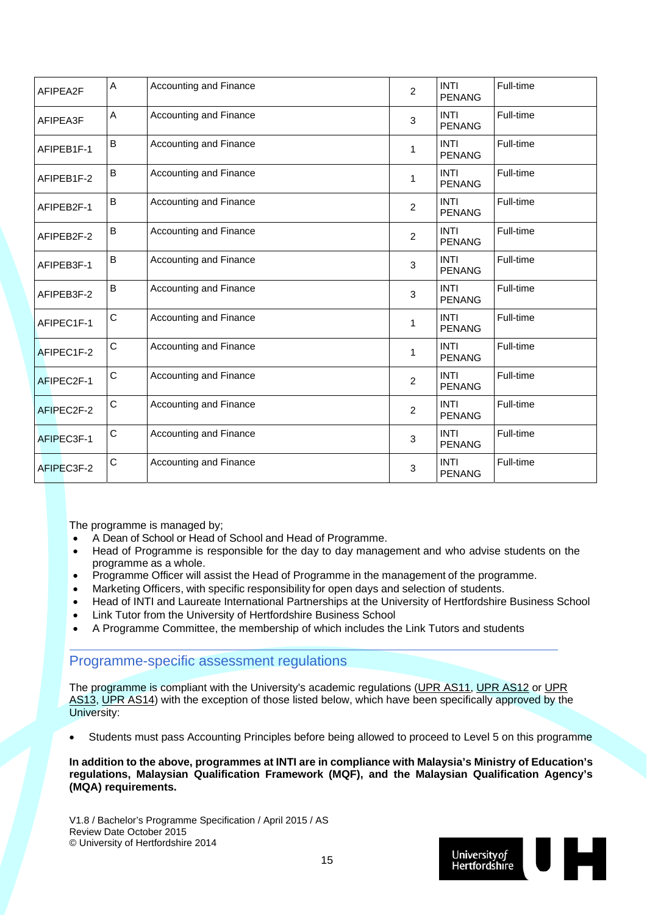| | | | | | |
|---|---|---|---|---|---|
| AFIPEA2F | A | Accounting and Finance | 2 | INTI PENANG | Full-time |
| AFIPEA3F | A | Accounting and Finance | 3 | INTI PENANG | Full-time |
| AFIPEB1F-1 | B | Accounting and Finance | 1 | INTI PENANG | Full-time |
| AFIPEB1F-2 | B | Accounting and Finance | 1 | INTI PENANG | Full-time |
| AFIPEB2F-1 | B | Accounting and Finance | 2 | INTI PENANG | Full-time |
| AFIPEB2F-2 | B | Accounting and Finance | 2 | INTI PENANG | Full-time |
| AFIPEB3F-1 | B | Accounting and Finance | 3 | INTI PENANG | Full-time |
| AFIPEB3F-2 | B | Accounting and Finance | 3 | INTI PENANG | Full-time |
| AFIPEC1F-1 | C | Accounting and Finance | 1 | INTI PENANG | Full-time |
| AFIPEC1F-2 | C | Accounting and Finance | 1 | INTI PENANG | Full-time |
| AFIPEC2F-1 | C | Accounting and Finance | 2 | INTI PENANG | Full-time |
| AFIPEC2F-2 | C | Accounting and Finance | 2 | INTI PENANG | Full-time |
| AFIPEC3F-1 | C | Accounting and Finance | 3 | INTI PENANG | Full-time |
| AFIPEC3F-2 | C | Accounting and Finance | 3 | INTI PENANG | Full-time |

The programme is managed by;

- A Dean of School or Head of School and Head of Programme.
- Head of Programme is responsible for the day to day management and who advise students on the programme as a whole.
- Programme Officer will assist the Head of Programme in the management of the programme.
- Marketing Officers, with specific responsibility for open days and selection of students.
- Head of INTI and Laureate International Partnerships at the University of Hertfordshire Business School
- Link Tutor from the University of Hertfordshire Business School
- A Programme Committee, the membership of which includes the Link Tutors and students

## Programme-specific assessment regulations

The programme is compliant with the University's academic regulations (UPR AS11, UPR AS12 or UPR AS13, UPR AS14) with the exception of those listed below, which have been specifically approved by the University:

- Students must pass Accounting Principles before being allowed to proceed to Level 5 on this programme

**In addition to the above, programmes at INTI are in compliance with Malaysia's Ministry of Education's regulations, Malaysian Qualification Framework (MQF), and the Malaysian Qualification Agency's (MQA) requirements.**

V1.8 / Bachelor's Programme Specification / April 2015 / AS
Review Date October 2015
© University of Hertfordshire 2014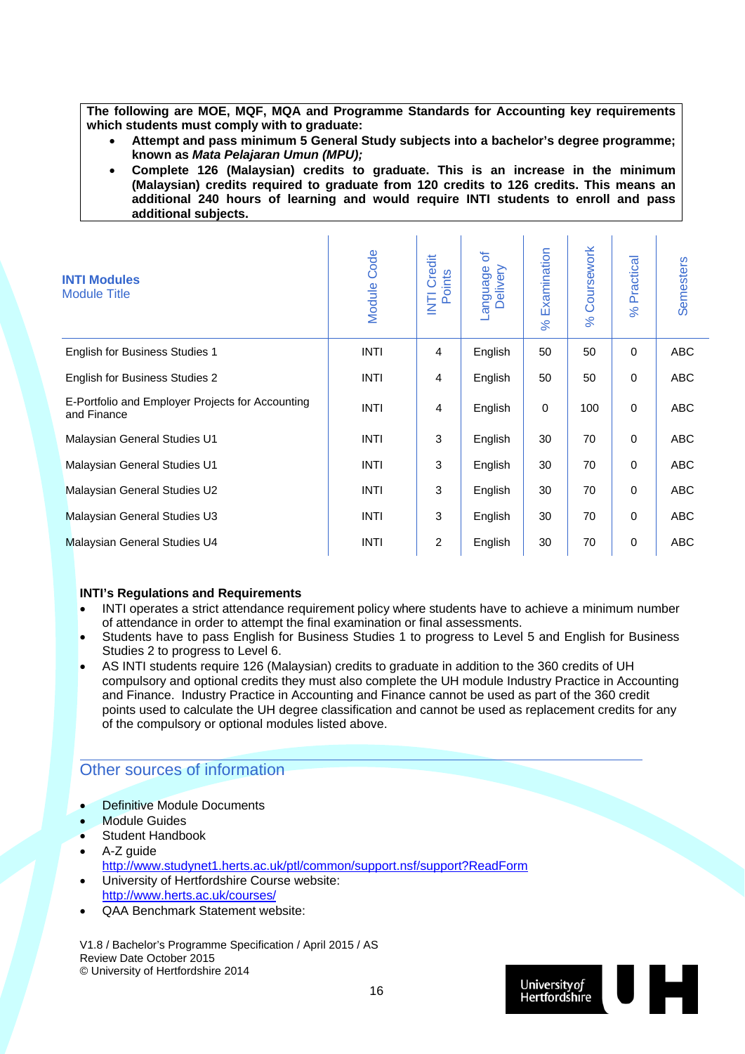**The following are MOE, MQF, MQA and Programme Standards for Accounting key requirements which students must comply with to graduate:**

- **Attempt and pass minimum 5 General Study subjects into a bachelor's degree programme; known as *Mata Pelajaran Umun (MPU);***
- **Complete 126 (Malaysian) credits to graduate. This is an increase in the minimum (Malaysian) credits required to graduate from 120 credits to 126 credits. This means an additional 240 hours of learning and would require INTI students to enroll and pass additional subjects.**

| **INTI Modules** Module Title | Module Code | INTI Credit Points | Language of Delivery | % Examination | % Coursework | % Practical | Semesters |
|---|---|---|---|---|---|---|---|
| English for Business Studies 1 | INTI | 4 | English | 50 | 50 | 0 | ABC |
| English for Business Studies 2 | INTI | 4 | English | 50 | 50 | 0 | ABC |
| E-Portfolio and Employer Projects for Accounting and Finance | INTI | 4 | English | 0 | 100 | 0 | ABC |
| Malaysian General Studies U1 | INTI | 3 | English | 30 | 70 | 0 | ABC |
| Malaysian General Studies U1 | INTI | 3 | English | 30 | 70 | 0 | ABC |
| Malaysian General Studies U2 | INTI | 3 | English | 30 | 70 | 0 | ABC |
| Malaysian General Studies U3 | INTI | 3 | English | 30 | 70 | 0 | ABC |
| Malaysian General Studies U4 | INTI | 2 | English | 30 | 70 | 0 | ABC |

**INTI's Regulations and Requirements**

- INTI operates a strict attendance requirement policy where students have to achieve a minimum number of attendance in order to attempt the final examination or final assessments.
- Students have to pass English for Business Studies 1 to progress to Level 5 and English for Business Studies 2 to progress to Level 6.
- AS INTI students require 126 (Malaysian) credits to graduate in addition to the 360 credits of UH compulsory and optional credits they must also complete the UH module Industry Practice in Accounting and Finance. Industry Practice in Accounting and Finance cannot be used as part of the 360 credit points used to calculate the UH degree classification and cannot be used as replacement credits for any of the compulsory or optional modules listed above.

## Other sources of information

- Definitive Module Documents
- Module Guides
- Student Handbook
- A-Z guide
  http://www.studynet1.herts.ac.uk/ptl/common/support.nsf/support?ReadForm
- University of Hertfordshire Course website:
  http://www.herts.ac.uk/courses/
- QAA Benchmark Statement website:

V1.8 / Bachelor's Programme Specification / April 2015 / AS
Review Date October 2015
© University of Hertfordshire 2014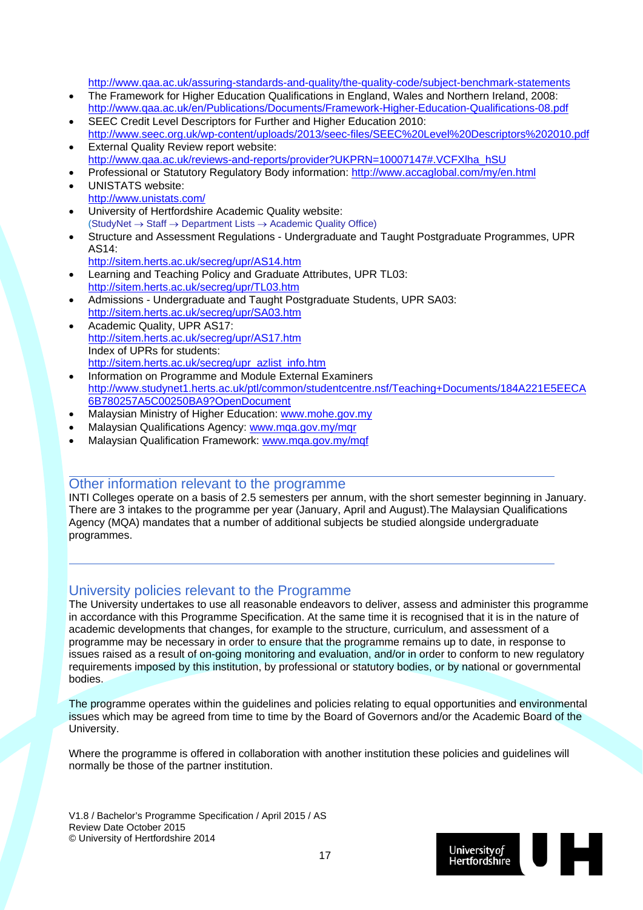http://www.qaa.ac.uk/assuring-standards-and-quality/the-quality-code/subject-benchmark-statements

- The Framework for Higher Education Qualifications in England, Wales and Northern Ireland, 2008: http://www.qaa.ac.uk/en/Publications/Documents/Framework-Higher-Education-Qualifications-08.pdf
- SEEC Credit Level Descriptors for Further and Higher Education 2010: http://www.seec.org.uk/wp-content/uploads/2013/seec-files/SEEC%20Level%20Descriptors%202010.pdf
- External Quality Review report website: http://www.qaa.ac.uk/reviews-and-reports/provider?UKPRN=10007147#.VCFXlha_hSU
- Professional or Statutory Regulatory Body information: http://www.accaglobal.com/my/en.html
- UNISTATS website: http://www.unistats.com/
- University of Hertfordshire Academic Quality website: (StudyNet → Staff → Department Lists → Academic Quality Office)
- Structure and Assessment Regulations - Undergraduate and Taught Postgraduate Programmes, UPR AS14: http://sitem.herts.ac.uk/secreg/upr/AS14.htm
- Learning and Teaching Policy and Graduate Attributes, UPR TL03: http://sitem.herts.ac.uk/secreg/upr/TL03.htm
- Admissions - Undergraduate and Taught Postgraduate Students, UPR SA03: http://sitem.herts.ac.uk/secreg/upr/SA03.htm
- Academic Quality, UPR AS17: http://sitem.herts.ac.uk/secreg/upr/AS17.htm
  Index of UPRs for students: http://sitem.herts.ac.uk/secreg/upr_azlist_info.htm
- Information on Programme and Module External Examiners http://www.studynet1.herts.ac.uk/ptl/common/studentcentre.nsf/Teaching+Documents/184A221E5EECA6B780257A5C00250BA9?OpenDocument
- Malaysian Ministry of Higher Education: www.mohe.gov.my
- Malaysian Qualifications Agency: www.mqa.gov.my/mqr
- Malaysian Qualification Framework: www.mqa.gov.my/mqf

## Other information relevant to the programme

INTI Colleges operate on a basis of 2.5 semesters per annum, with the short semester beginning in January. There are 3 intakes to the programme per year (January, April and August).The Malaysian Qualifications Agency (MQA) mandates that a number of additional subjects be studied alongside undergraduate programmes.

## University policies relevant to the Programme

The University undertakes to use all reasonable endeavors to deliver, assess and administer this programme in accordance with this Programme Specification. At the same time it is recognised that it is in the nature of academic developments that changes, for example to the structure, curriculum, and assessment of a programme may be necessary in order to ensure that the programme remains up to date, in response to issues raised as a result of on-going monitoring and evaluation, and/or in order to conform to new regulatory requirements imposed by this institution, by professional or statutory bodies, or by national or governmental bodies.

The programme operates within the guidelines and policies relating to equal opportunities and environmental issues which may be agreed from time to time by the Board of Governors and/or the Academic Board of the University.

Where the programme is offered in collaboration with another institution these policies and guidelines will normally be those of the partner institution.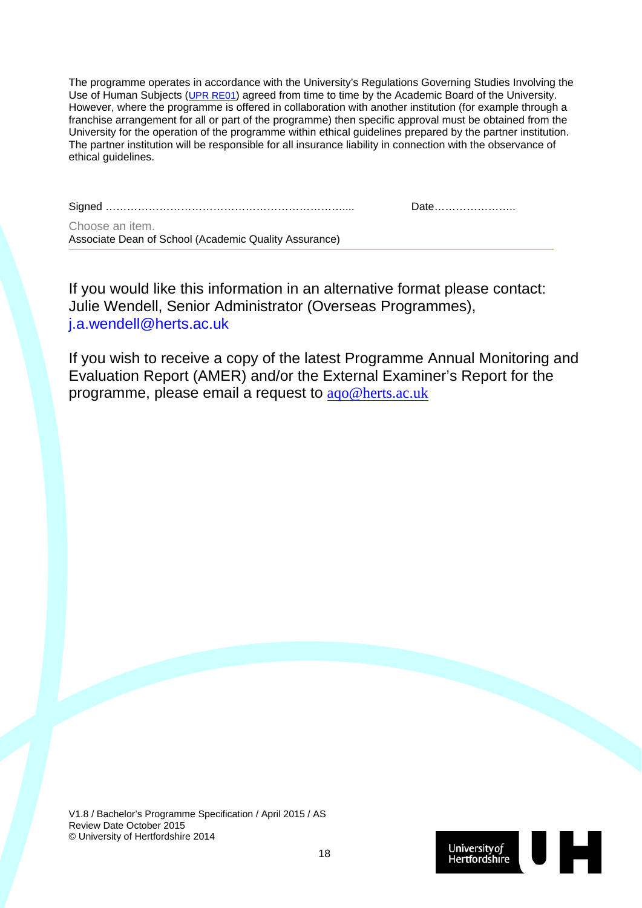The programme operates in accordance with the University's Regulations Governing Studies Involving the Use of Human Subjects (UPR RE01) agreed from time to time by the Academic Board of the University. However, where the programme is offered in collaboration with another institution (for example through a franchise arrangement for all or part of the programme) then specific approval must be obtained from the University for the operation of the programme within ethical guidelines prepared by the partner institution. The partner institution will be responsible for all insurance liability in connection with the observance of ethical guidelines.

Signed ……………………………………………………………....     Date…………………..

Choose an item.
Associate Dean of School (Academic Quality Assurance)

---

If you would like this information in an alternative format please contact: Julie Wendell, Senior Administrator (Overseas Programmes), j.a.wendell@herts.ac.uk

If you wish to receive a copy of the latest Programme Annual Monitoring and Evaluation Report (AMER) and/or the External Examiner's Report for the programme, please email a request to aqo@herts.ac.uk

V1.8 / Bachelor's Programme Specification / April 2015 / AS
Review Date October 2015
© University of Hertfordshire 2014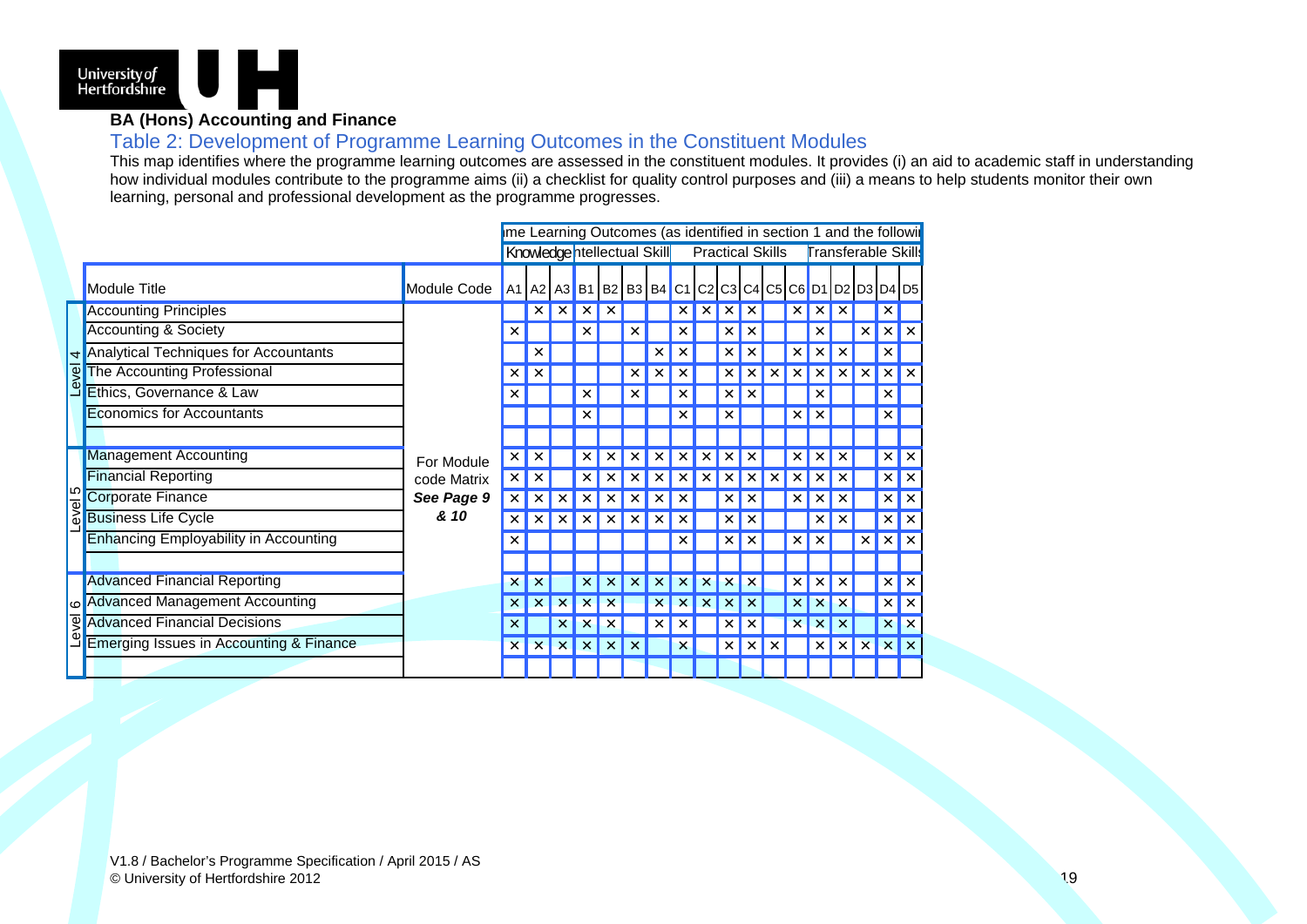**BA (Hons) Accounting and Finance**

## Table 2: Development of Programme Learning Outcomes in the Constituent Modules

This map identifies where the programme learning outcomes are assessed in the constituent modules. It provides (i) an aid to academic staff in understanding how individual modules contribute to the programme aims (ii) a checklist for quality control purposes and (iii) a means to help students monitor their own learning, personal and professional development as the programme progresses.

| | | | me Learning Outcomes (as identified in section 1 and the followi | | | | | | | | | | | | | | | | | |
|---|---|---|---|---|---|---|---|---|---|---|---|---|---|---|---|---|---|---|---|---|
| | | | Knowledge | | | Intellectual Skill | | | | Practical Skills | | | | | | Transferable Skills | | | | |
| | Module Title | Module Code | A1 | A2 | A3 | B1 | B2 | B3 | B4 | C1 | C2 | C3 | C4 | C5 | C6 | D1 | D2 | D3 | D4 | D5 |
| Level 4 | Accounting Principles | | | × | × | × | × | | | × | × | × | × | | × | × | × | | × | |
| | Accounting & Society | | × | | | × | | × | | × | | × | × | | | × | | × | × | × |
| | Analytical Techniques for Accountants | | | × | | | | | × | × | | × | × | | × | × | × | | × | |
| | The Accounting Professional | | × | × | | | | × | × | × | | × | × | × | × | × | × | × | × | × |
| | Ethics, Governance & Law | | × | | | × | | × | | × | | × | × | | | × | | | × | |
| | Economics for Accountants | | | | | × | | | | × | | × | | | × | × | | | × | |
| | | | | | | | | | | | | | | | | | | | | |
| Level 5 | Management Accounting | For Module | × | × | | × | × | × | × | × | × | × | × | | × | × | × | | × | × |
| | Financial Reporting | code Matrix | × | × | | × | × | × | × | × | × | × | × | × | × | × | × | | × | × |
| | Corporate Finance | ***See Page 9*** | × | × | × | × | × | × | × | × | | × | × | | × | × | × | | × | × |
| | Business Life Cycle | ***& 10*** | × | × | × | × | × | × | × | × | | × | × | | | × | × | | × | × |
| | Enhancing Employability in Accounting | | × | | | | | | | × | | × | × | | × | × | | × | × | × |
| | | | | | | | | | | | | | | | | | | | | |
| Level 6 | Advanced Financial Reporting | | × | × | | × | × | × | × | × | × | × | × | | × | × | × | | × | × |
| | Advanced Management Accounting | | × | × | × | × | × | | × | × | × | × | × | | × | × | × | | × | × |
| | Advanced Financial Decisions | | × | | × | × | × | | × | × | | × | × | | × | × | × | | × | × |
| | Emerging Issues in Accounting & Finance | | × | × | × | × | × | × | | × | | × | × | × | | × | × | × | × | × |
| | | | | | | | | | | | | | | | | | | | | |

V1.8 / Bachelor's Programme Specification / April 2015 / AS
© University of Hertfordshire 2012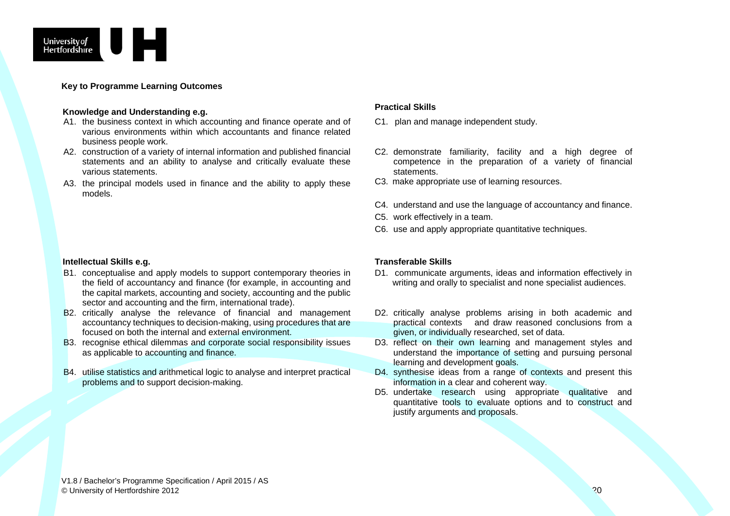### Key to Programme Learning Outcomes

**Knowledge and Understanding e.g.**

- A1. the business context in which accounting and finance operate and of various environments within which accountants and finance related business people work.
- A2. construction of a variety of internal information and published financial statements and an ability to analyse and critically evaluate these various statements.
- A3. the principal models used in finance and the ability to apply these models.

**Intellectual Skills e.g.**

- B1. conceptualise and apply models to support contemporary theories in the field of accountancy and finance (for example, in accounting and the capital markets, accounting and society, accounting and the public sector and accounting and the firm, international trade).
- B2. critically analyse the relevance of financial and management accountancy techniques to decision-making, using procedures that are focused on both the internal and external environment.
- B3. recognise ethical dilemmas and corporate social responsibility issues as applicable to accounting and finance.
- B4. utilise statistics and arithmetical logic to analyse and interpret practical problems and to support decision-making.

**Practical Skills**

- C1. plan and manage independent study.
- C2. demonstrate familiarity, facility and a high degree of competence in the preparation of a variety of financial statements.
- C3. make appropriate use of learning resources.
- C4. understand and use the language of accountancy and finance.
- C5. work effectively in a team.
- C6. use and apply appropriate quantitative techniques.

**Transferable Skills**

- D1. communicate arguments, ideas and information effectively in writing and orally to specialist and none specialist audiences.
- D2. critically analyse problems arising in both academic and practical contexts and draw reasoned conclusions from a given, or individually researched, set of data.
- D3. reflect on their own learning and management styles and understand the importance of setting and pursuing personal learning and development goals.
- D4. synthesise ideas from a range of contexts and present this information in a clear and coherent way.
- D5. undertake research using appropriate qualitative and quantitative tools to evaluate options and to construct and justify arguments and proposals.